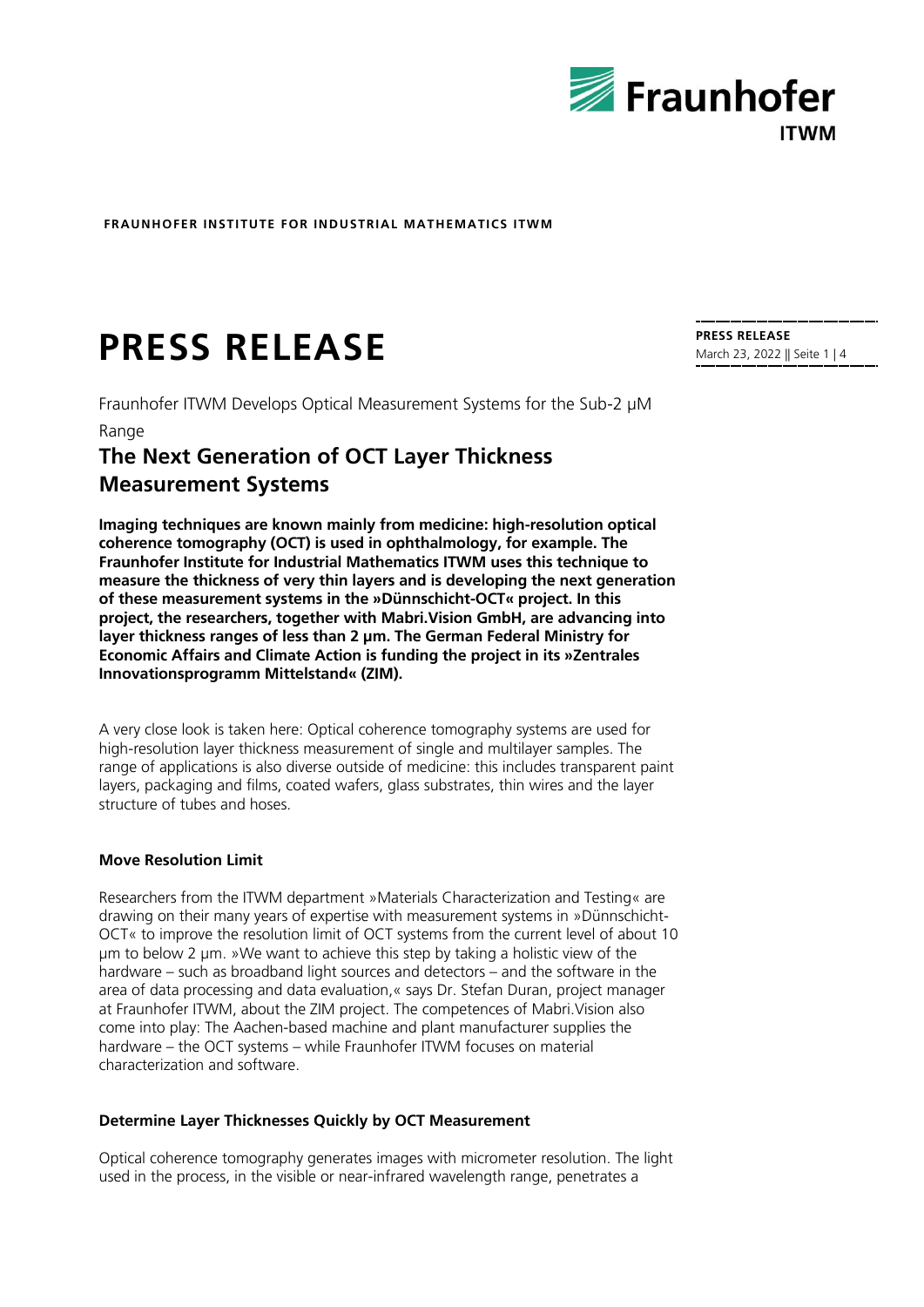**FRAUNHOFER INSTITUTE FOR INDUSTRIAL MATHEMATICS ITWM**

# PRESS RELEASE

Fraunhofer ITWM Develops Optical Measurement Systems for the Sub-2 µM Range

## The Next Generation of OCT Layer Thickness Measurement Systems

**Imaging techniques are known mainly from medicine: high-resolution optical coherence tomography (OCT) is used in ophthalmology, for example. The Fraunhofer Institute for Industrial Mathematics ITWM uses this technique to measure the thickness of very thin layers and is developing the next generation of these measurement systems in the »Dünnschicht-OCT« project. In this project, the researchers, together with Mabri.Vision GmbH, are advancing into layer thickness ranges of less than 2 µm. The German Federal Ministry for Economic Affairs and Climate Action is funding the project in its »Zentrales Innovationsprogramm Mittelstand« (ZIM).**

A very close look is taken here: Optical coherence tomography systems are used for high-resolution layer thickness measurement of single and multilayer samples. The range of applications is also diverse outside of medicine: this includes transparent paint layers, packaging and films, coated wafers, glass substrates, thin wires and the layer structure of tubes and hoses.

### Move Resolution Limit

Researchers from the ITWM department »Materials Characterization and Testing« are drawing on their many years of expertise with measurement systems in »Dünnschicht-OCT« to improve the resolution limit of OCT systems from the current level of about 10 µm to below 2 µm. »We want to achieve this step by taking a holistic view of the hardware – such as broadband light sources and detectors – and the software in the area of data processing and data evaluation,« says Dr. Stefan Duran, project manager at Fraunhofer ITWM, about the ZIM project. The competences of Mabri.Vision also come into play: The Aachen-based machine and plant manufacturer supplies the hardware – the OCT systems – while Fraunhofer ITWM focuses on material characterization and software.

### Determine Layer Thicknesses Quickly by OCT Measurement

Optical coherence tomography generates images with micrometer resolution. The light used in the process, in the visible or near-infrared wavelength range, penetrates a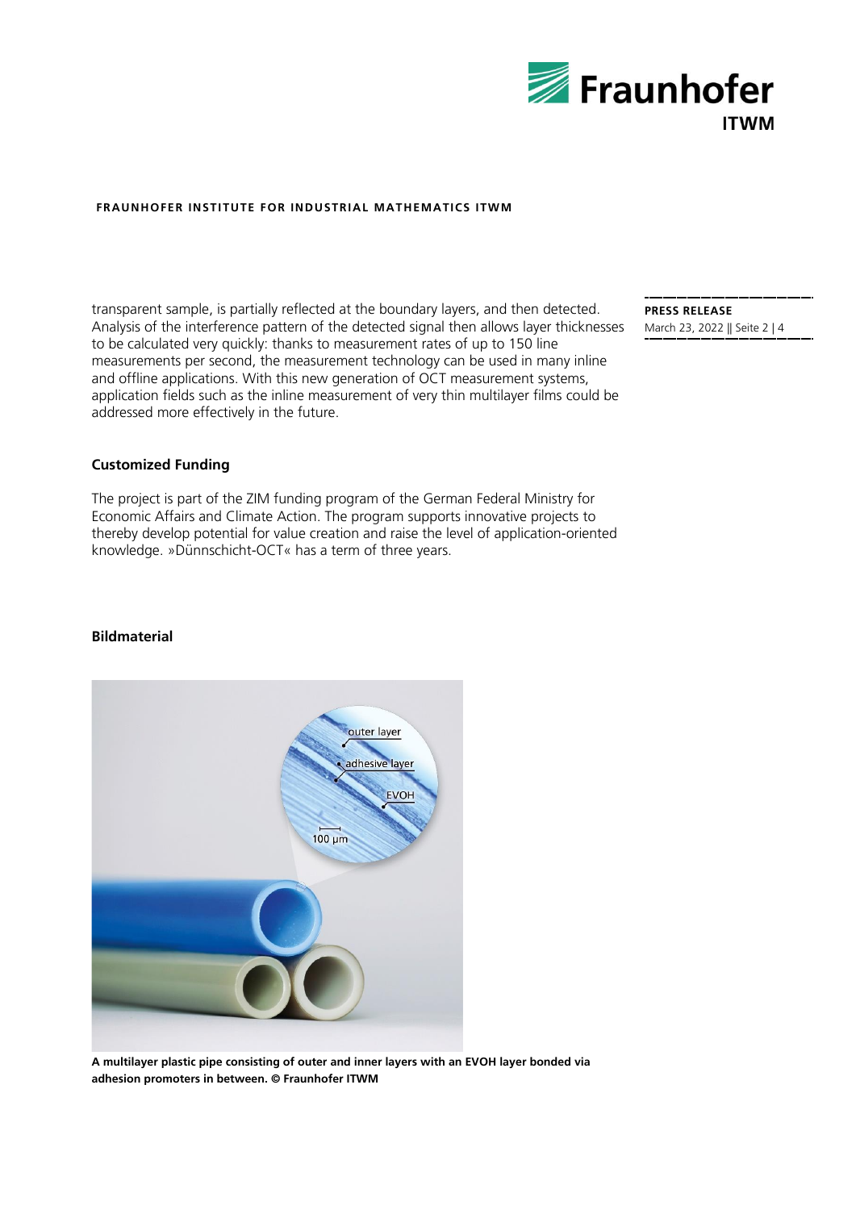transparent sample, is partially reflected at the boundary layers, and then detected. Analysis of the interference pattern of the detected signal then allows layer thicknesses to be calculated very quickly: thanks to measurement rates of up to 150 line measurements per second, the measurement technology can be used in many inline and offline applications. With this new generation of OCT measurement systems, application fields such as the inline measurement of very thin multilayer films could be addressed more effectively in the future.

## Customized Funding

The project is part of the ZIM funding program of the German Federal Ministry for Economic Affairs and Climate Action. The program supports innovative projects to thereby develop potential for value creation and raise the level of application-oriented knowledge. »Dünnschicht-OCT« has a term of three years.

## Bildmaterial

**A multilayer plastic pipe consisting of outer and inner layers with an EVOH layer bonded via adhesion promoters in between. © Fraunhofer ITWM**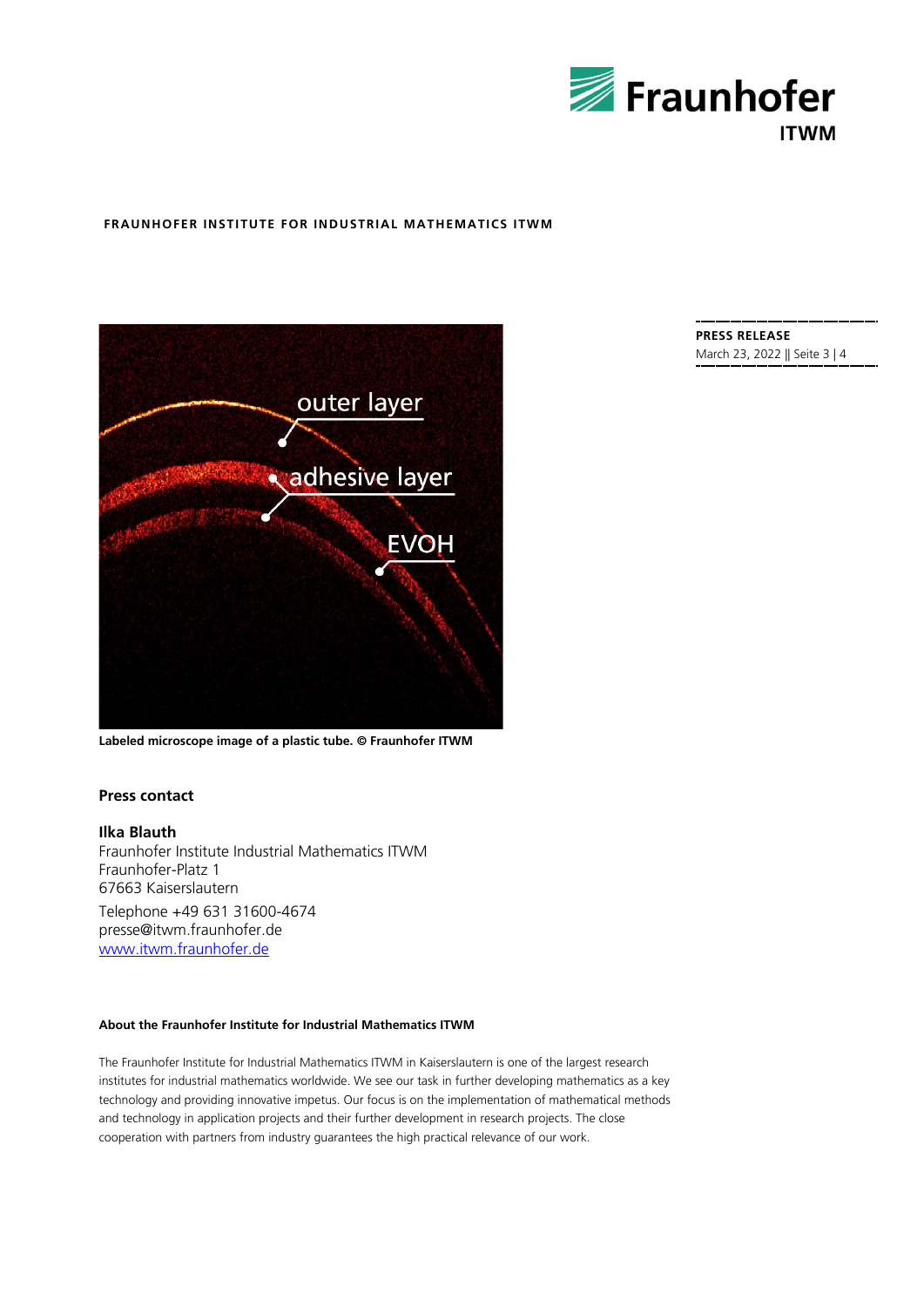**Labeled microscope image of a plastic tube. © Fraunhofer ITWM**

### Press contact

**Ilka Blauth**
Fraunhofer Institute Industrial Mathematics ITWM
Fraunhofer-Platz 1
67663 Kaiserslautern

Telephone +49 631 31600-4674
presse@itwm.fraunhofer.de
[www.itwm.fraunhofer.de](www.itwm.fraunhofer.de)

**About the Fraunhofer Institute for Industrial Mathematics ITWM**

The Fraunhofer Institute for Industrial Mathematics ITWM in Kaiserslautern is one of the largest research institutes for industrial mathematics worldwide. We see our task in further developing mathematics as a key technology and providing innovative impetus. Our focus is on the implementation of mathematical methods and technology in application projects and their further development in research projects. The close cooperation with partners from industry guarantees the high practical relevance of our work.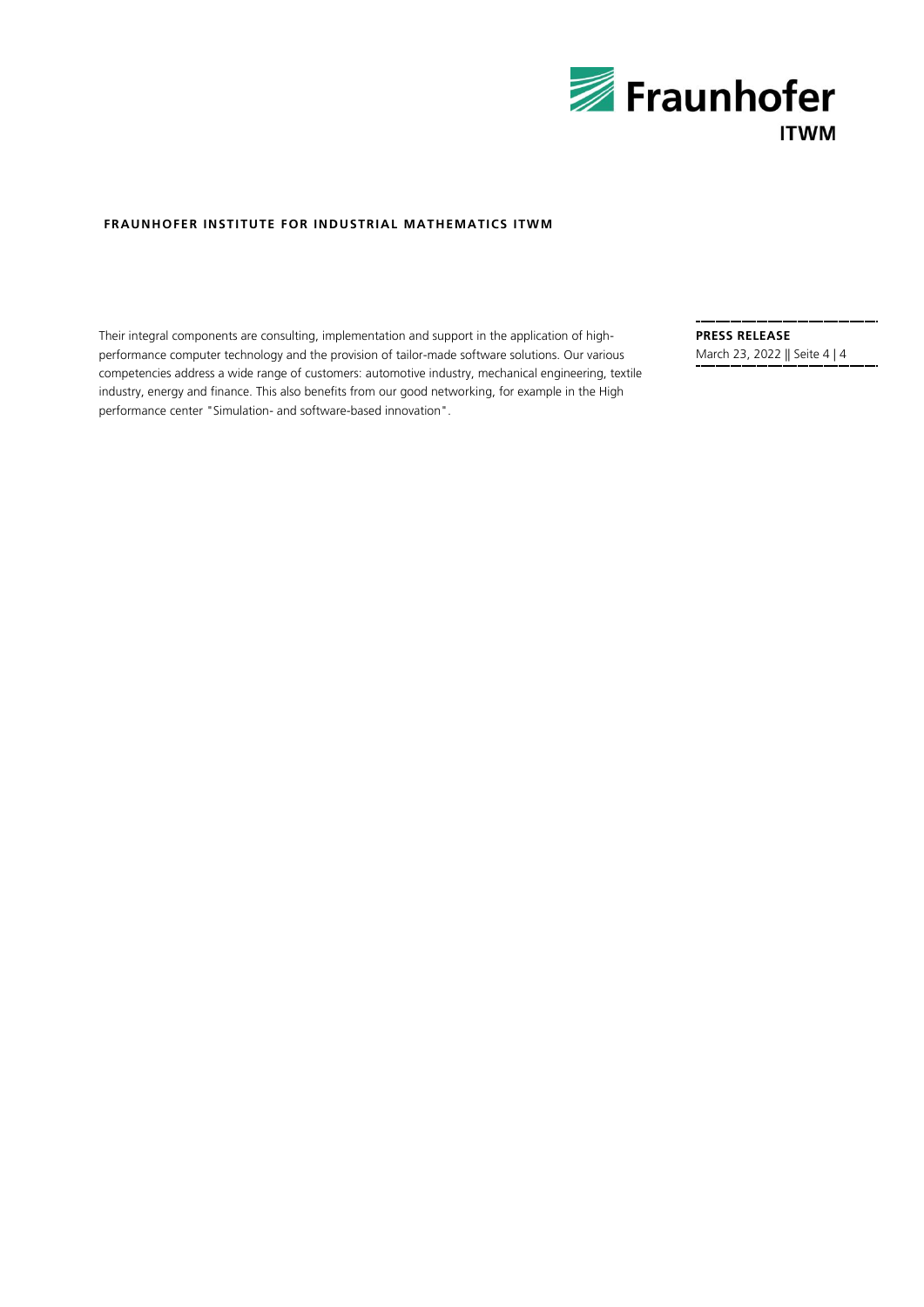Their integral components are consulting, implementation and support in the application of high-performance computer technology and the provision of tailor-made software solutions. Our various competencies address a wide range of customers: automotive industry, mechanical engineering, textile industry, energy and finance. This also benefits from our good networking, for example in the High performance center "Simulation- and software-based innovation".